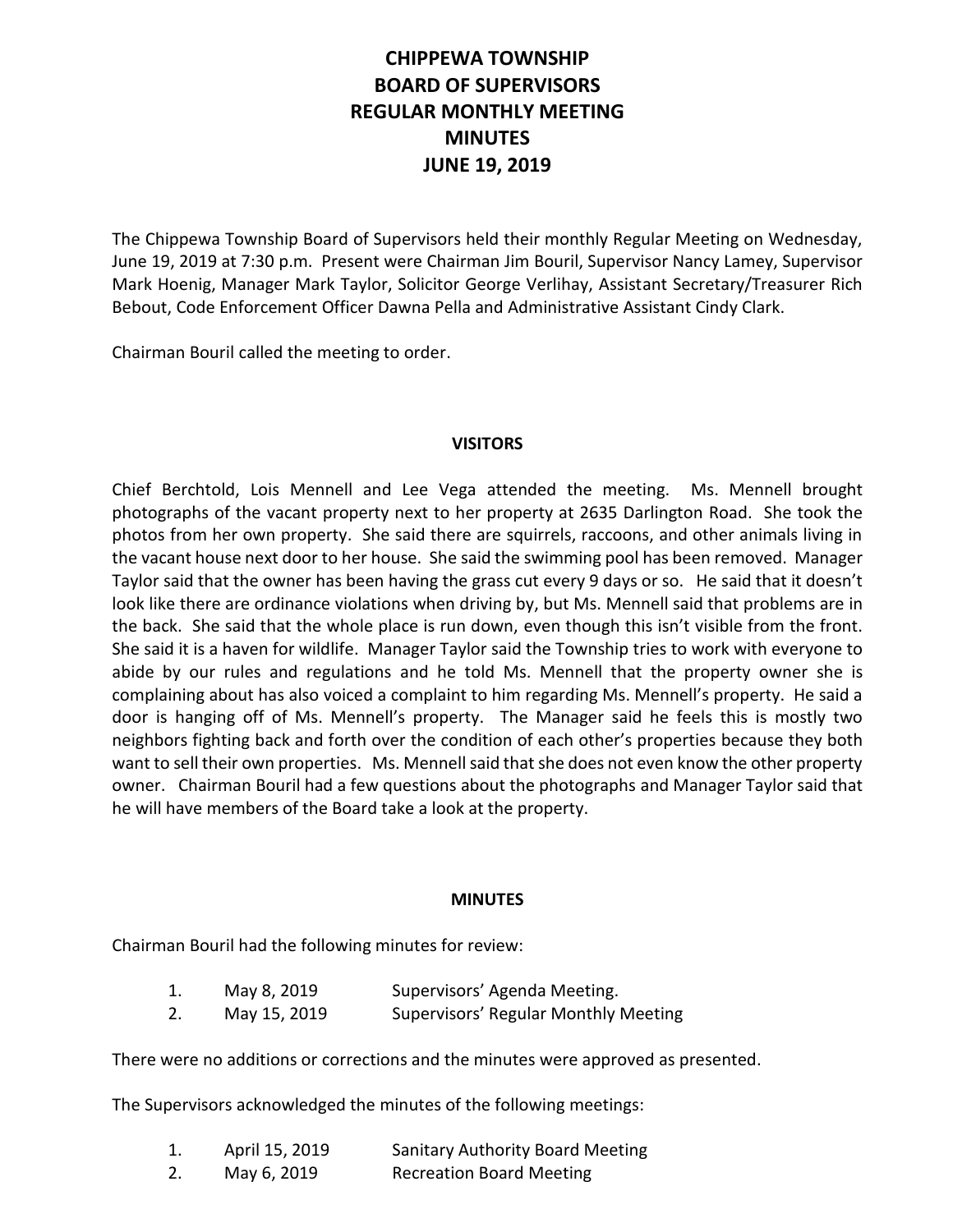# CHIPPEWA TOWNSHIP
# BOARD OF SUPERVISORS
# REGULAR MONTHLY MEETING
# MINUTES
# JUNE 19, 2019

The Chippewa Township Board of Supervisors held their monthly Regular Meeting on Wednesday, June 19, 2019 at 7:30 p.m. Present were Chairman Jim Bouril, Supervisor Nancy Lamey, Supervisor Mark Hoenig, Manager Mark Taylor, Solicitor George Verlihay, Assistant Secretary/Treasurer Rich Bebout, Code Enforcement Officer Dawna Pella and Administrative Assistant Cindy Clark.

Chairman Bouril called the meeting to order.

## VISITORS

Chief Berchtold, Lois Mennell and Lee Vega attended the meeting. Ms. Mennell brought photographs of the vacant property next to her property at 2635 Darlington Road. She took the photos from her own property. She said there are squirrels, raccoons, and other animals living in the vacant house next door to her house. She said the swimming pool has been removed. Manager Taylor said that the owner has been having the grass cut every 9 days or so. He said that it doesn't look like there are ordinance violations when driving by, but Ms. Mennell said that problems are in the back. She said that the whole place is run down, even though this isn't visible from the front. She said it is a haven for wildlife. Manager Taylor said the Township tries to work with everyone to abide by our rules and regulations and he told Ms. Mennell that the property owner she is complaining about has also voiced a complaint to him regarding Ms. Mennell's property. He said a door is hanging off of Ms. Mennell's property. The Manager said he feels this is mostly two neighbors fighting back and forth over the condition of each other's properties because they both want to sell their own properties. Ms. Mennell said that she does not even know the other property owner. Chairman Bouril had a few questions about the photographs and Manager Taylor said that he will have members of the Board take a look at the property.

## MINUTES

Chairman Bouril had the following minutes for review:

1. May 8, 2019 — Supervisors' Agenda Meeting.
2. May 15, 2019 — Supervisors' Regular Monthly Meeting

There were no additions or corrections and the minutes were approved as presented.

The Supervisors acknowledged the minutes of the following meetings:

1. April 15, 2019 — Sanitary Authority Board Meeting
2. May 6, 2019 — Recreation Board Meeting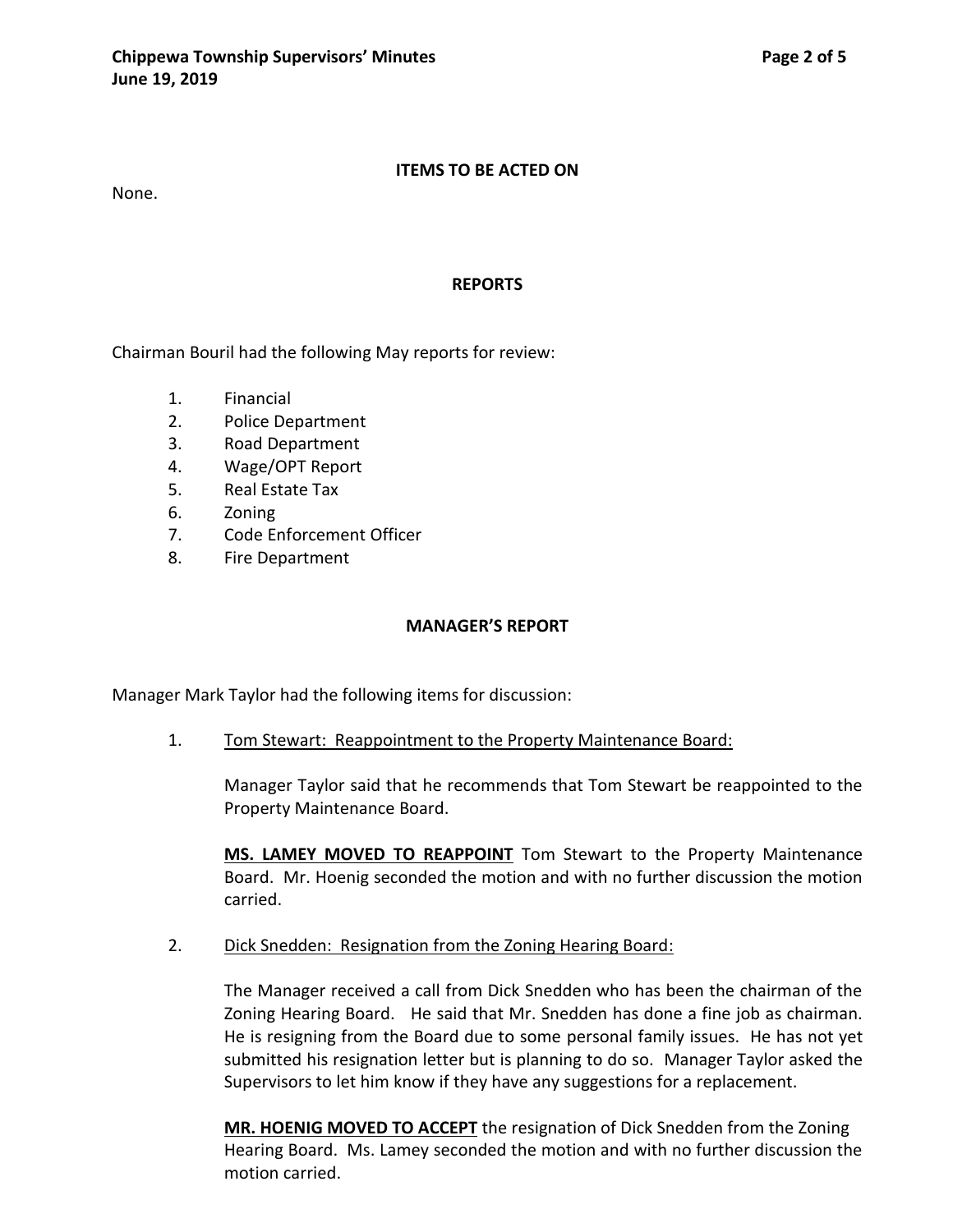## ITEMS TO BE ACTED ON

None.

## REPORTS

Chairman Bouril had the following May reports for review:

1. Financial
2. Police Department
3. Road Department
4. Wage/OPT Report
5. Real Estate Tax
6. Zoning
7. Code Enforcement Officer
8. Fire Department

## MANAGER'S REPORT

Manager Mark Taylor had the following items for discussion:

1. <u>Tom Stewart: Reappointment to the Property Maintenance Board:</u>

   Manager Taylor said that he recommends that Tom Stewart be reappointed to the Property Maintenance Board.

   **<u>MS. LAMEY MOVED TO REAPPOINT</u>** Tom Stewart to the Property Maintenance Board. Mr. Hoenig seconded the motion and with no further discussion the motion carried.

2. <u>Dick Snedden: Resignation from the Zoning Hearing Board:</u>

   The Manager received a call from Dick Snedden who has been the chairman of the Zoning Hearing Board. He said that Mr. Snedden has done a fine job as chairman. He is resigning from the Board due to some personal family issues. He has not yet submitted his resignation letter but is planning to do so. Manager Taylor asked the Supervisors to let him know if they have any suggestions for a replacement.

   **<u>MR. HOENIG MOVED TO ACCEPT</u>** the resignation of Dick Snedden from the Zoning Hearing Board. Ms. Lamey seconded the motion and with no further discussion the motion carried.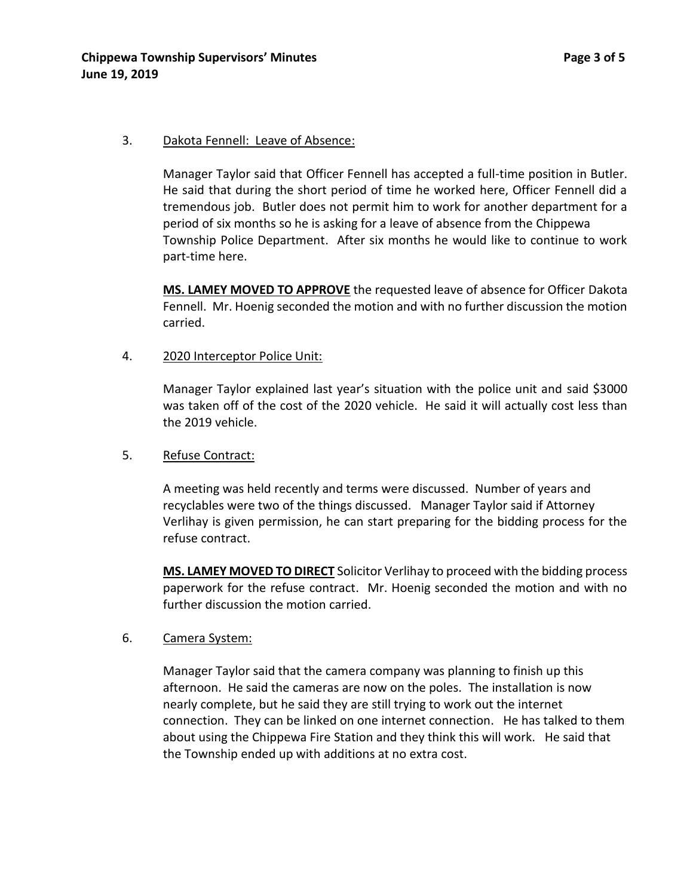3. <u>Dakota Fennell: Leave of Absence:</u>

   Manager Taylor said that Officer Fennell has accepted a full-time position in Butler. He said that during the short period of time he worked here, Officer Fennell did a tremendous job. Butler does not permit him to work for another department for a period of six months so he is asking for a leave of absence from the Chippewa Township Police Department. After six months he would like to continue to work part-time here.

   **<u>MS. LAMEY MOVED TO APPROVE</u>** the requested leave of absence for Officer Dakota Fennell. Mr. Hoenig seconded the motion and with no further discussion the motion carried.

4. <u>2020 Interceptor Police Unit:</u>

   Manager Taylor explained last year's situation with the police unit and said $3000 was taken off of the cost of the 2020 vehicle. He said it will actually cost less than the 2019 vehicle.

5. <u>Refuse Contract:</u>

   A meeting was held recently and terms were discussed. Number of years and recyclables were two of the things discussed. Manager Taylor said if Attorney Verlihay is given permission, he can start preparing for the bidding process for the refuse contract.

   **<u>MS. LAMEY MOVED TO DIRECT</u>** Solicitor Verlihay to proceed with the bidding process paperwork for the refuse contract. Mr. Hoenig seconded the motion and with no further discussion the motion carried.

6. <u>Camera System:</u>

   Manager Taylor said that the camera company was planning to finish up this afternoon. He said the cameras are now on the poles. The installation is now nearly complete, but he said they are still trying to work out the internet connection. They can be linked on one internet connection. He has talked to them about using the Chippewa Fire Station and they think this will work. He said that the Township ended up with additions at no extra cost.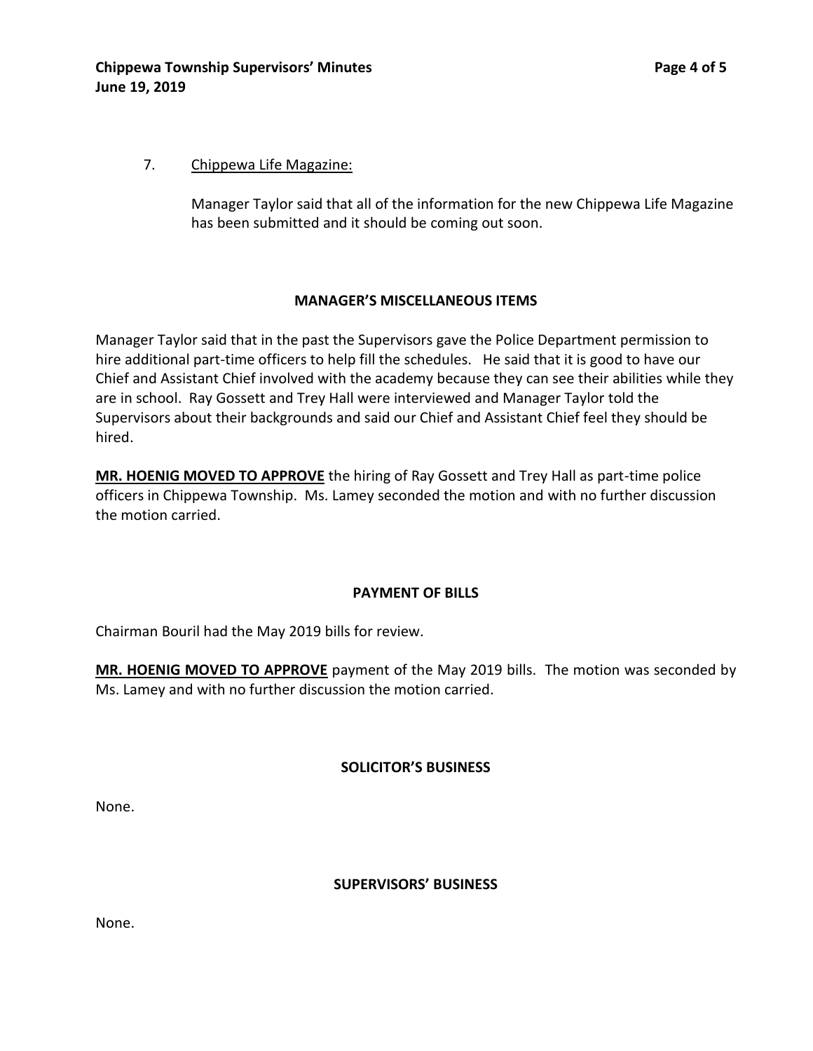7. Chippewa Life Magazine:

    Manager Taylor said that all of the information for the new Chippewa Life Magazine has been submitted and it should be coming out soon.

## MANAGER'S MISCELLANEOUS ITEMS

Manager Taylor said that in the past the Supervisors gave the Police Department permission to hire additional part-time officers to help fill the schedules. He said that it is good to have our Chief and Assistant Chief involved with the academy because they can see their abilities while they are in school. Ray Gossett and Trey Hall were interviewed and Manager Taylor told the Supervisors about their backgrounds and said our Chief and Assistant Chief feel they should be hired.

**MR. HOENIG MOVED TO APPROVE** the hiring of Ray Gossett and Trey Hall as part-time police officers in Chippewa Township. Ms. Lamey seconded the motion and with no further discussion the motion carried.

## PAYMENT OF BILLS

Chairman Bouril had the May 2019 bills for review.

**MR. HOENIG MOVED TO APPROVE** payment of the May 2019 bills. The motion was seconded by Ms. Lamey and with no further discussion the motion carried.

## SOLICITOR'S BUSINESS

None.

## SUPERVISORS' BUSINESS

None.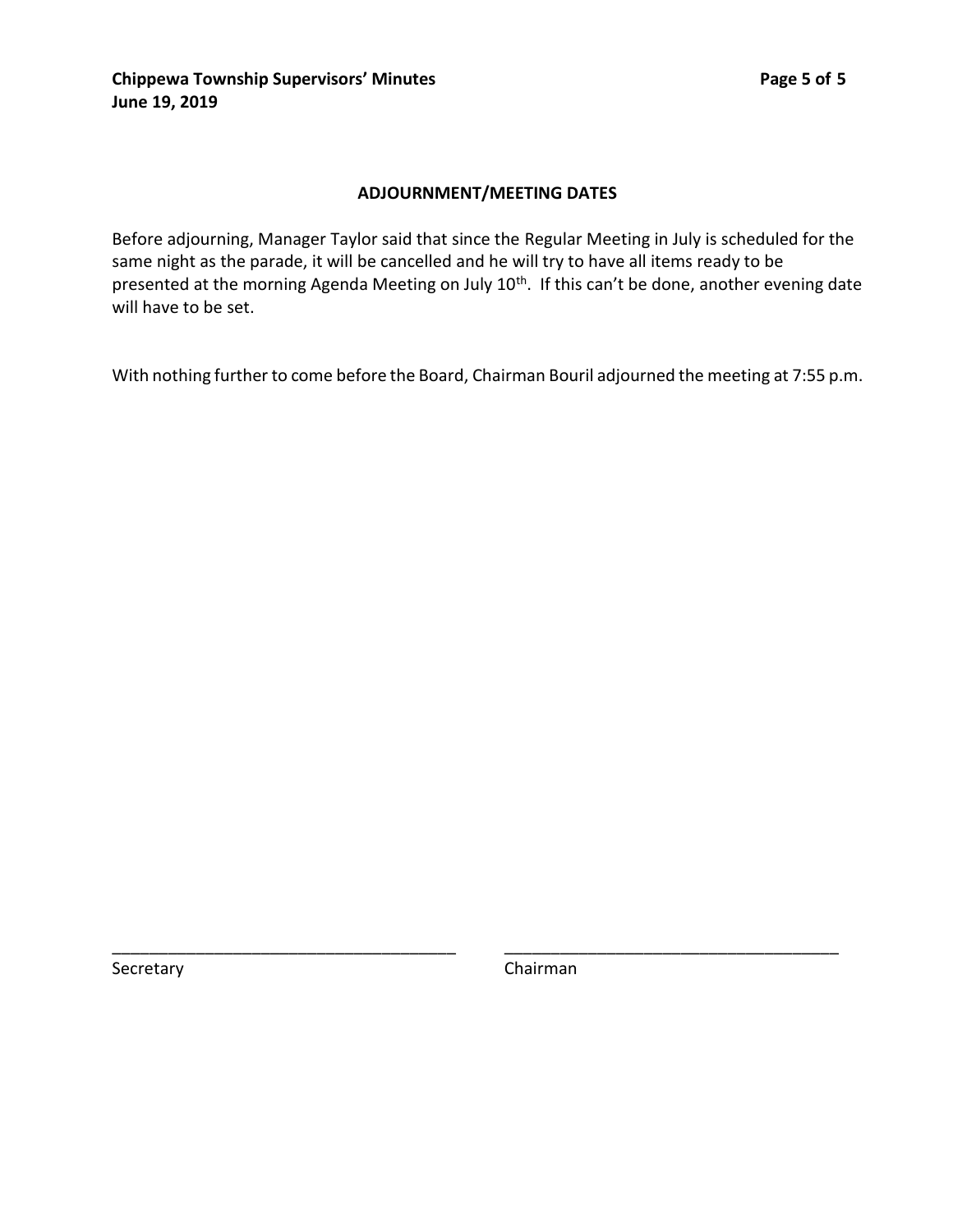## ADJOURNMENT/MEETING DATES

Before adjourning, Manager Taylor said that since the Regular Meeting in July is scheduled for the same night as the parade, it will be cancelled and he will try to have all items ready to be presented at the morning Agenda Meeting on July 10th. If this can't be done, another evening date will have to be set.

With nothing further to come before the Board, Chairman Bouril adjourned the meeting at 7:55 p.m.

\_\_\_\_\_\_\_\_\_\_\_\_\_\_\_\_\_\_\_\_\_\_\_\_\_\_\_\_\_\_\_\_\_\_\_\_
Secretary

\_\_\_\_\_\_\_\_\_\_\_\_\_\_\_\_\_\_\_\_\_\_\_\_\_\_\_\_\_\_\_\_\_\_\_\_
Chairman